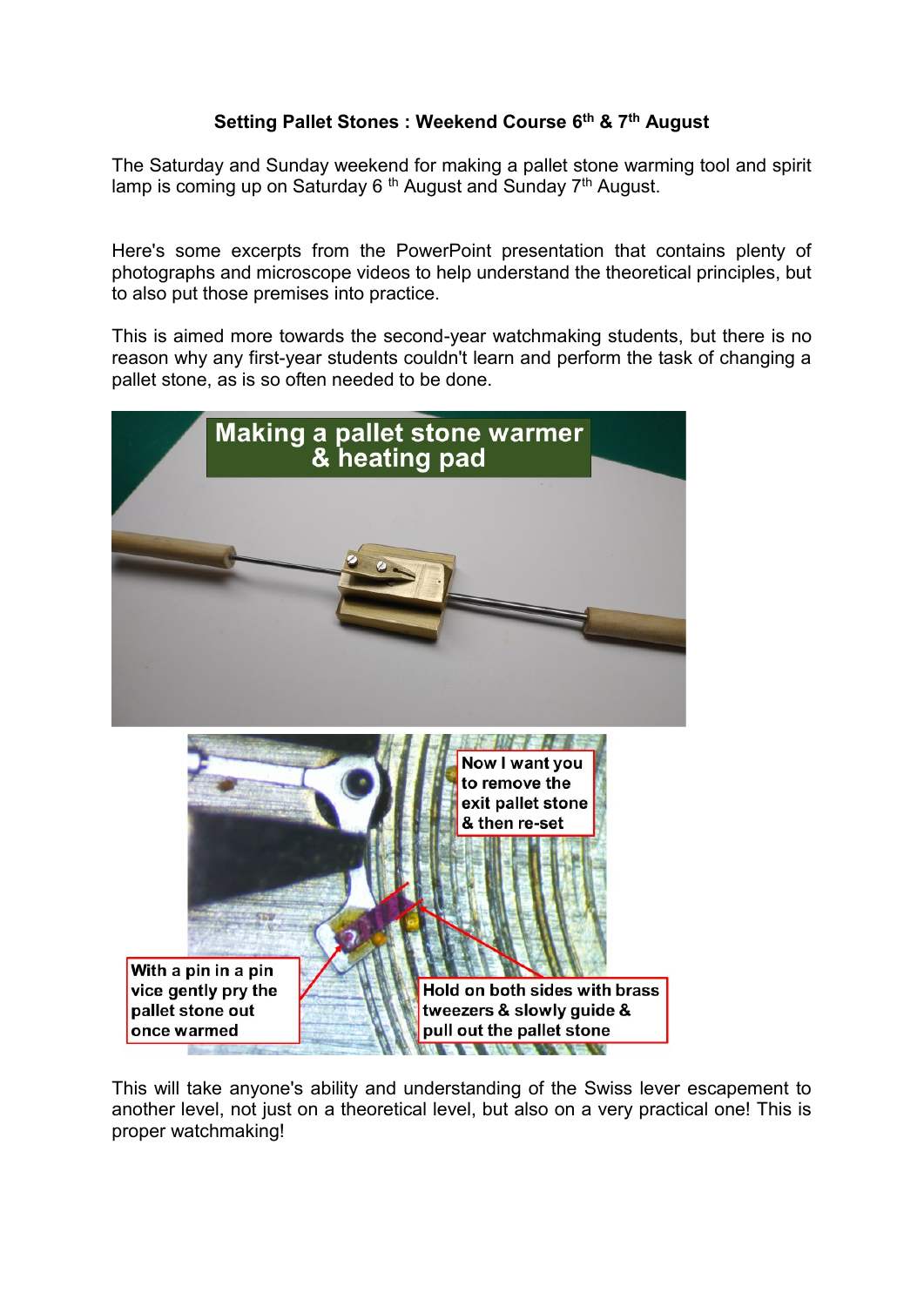**Setting Pallet Stones : Weekend Course 6th & 7th August**

The Saturday and Sunday weekend for making a pallet stone warming tool and spirit lamp is coming up on Saturday 6 th August and Sunday 7th August.

Here's some excerpts from the PowerPoint presentation that contains plenty of photographs and microscope videos to help understand the theoretical principles, but to also put those premises into practice.

This is aimed more towards the second-year watchmaking students, but there is no reason why any first-year students couldn't learn and perform the task of changing a pallet stone, as is so often needed to be done.

Making a pallet stone warmer & heating pad

Now I want you to remove the exit pallet stone & then re-set

With a pin in a pin vice gently pry the pallet stone out once warmed

Hold on both sides with brass tweezers & slowly guide & pull out the pallet stone

This will take anyone's ability and understanding of the Swiss lever escapement to another level, not just on a theoretical level, but also on a very practical one! This is proper watchmaking!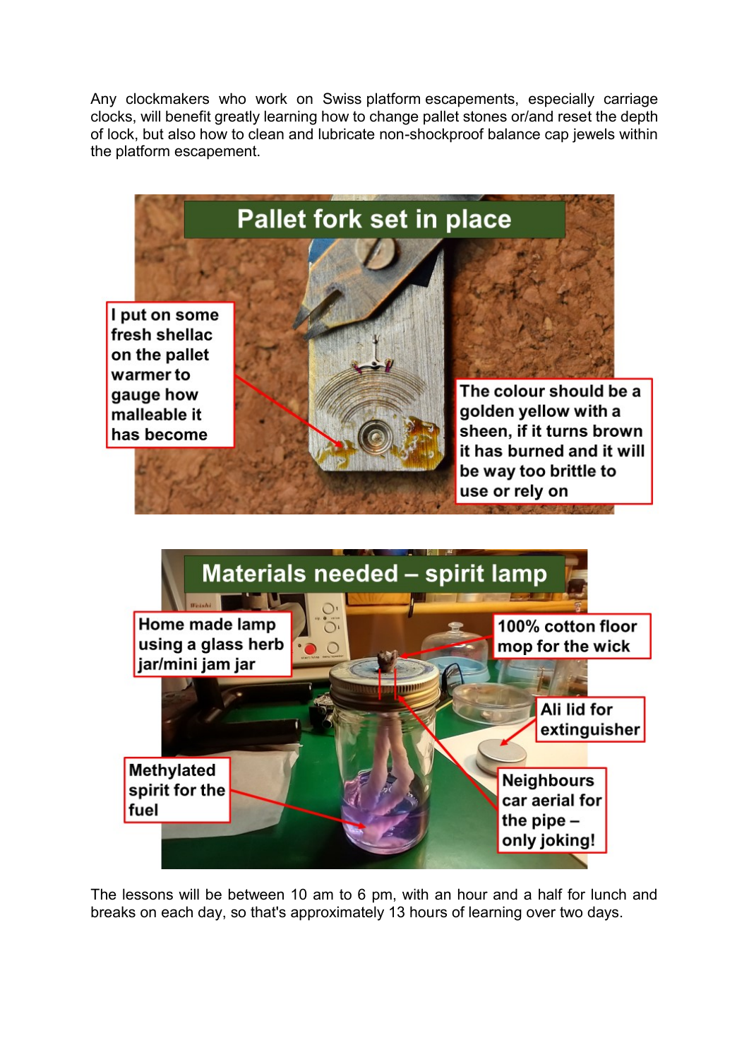Any clockmakers who work on Swiss platform escapements, especially carriage clocks, will benefit greatly learning how to change pallet stones or/and reset the depth of lock, but also how to clean and lubricate non-shockproof balance cap jewels within the platform escapement.

**Pallet fork set in place**

I put on some fresh shellac on the pallet warmer to gauge how malleable it has become

The colour should be a golden yellow with a sheen, if it turns brown it has burned and it will be way too brittle to use or rely on

**Materials needed – spirit lamp**

Home made lamp using a glass herb jar/mini jam jar

100% cotton floor mop for the wick

Ali lid for extinguisher

Methylated spirit for the fuel

Neighbours car aerial for the pipe – only joking!

The lessons will be between 10 am to 6 pm, with an hour and a half for lunch and breaks on each day, so that's approximately 13 hours of learning over two days.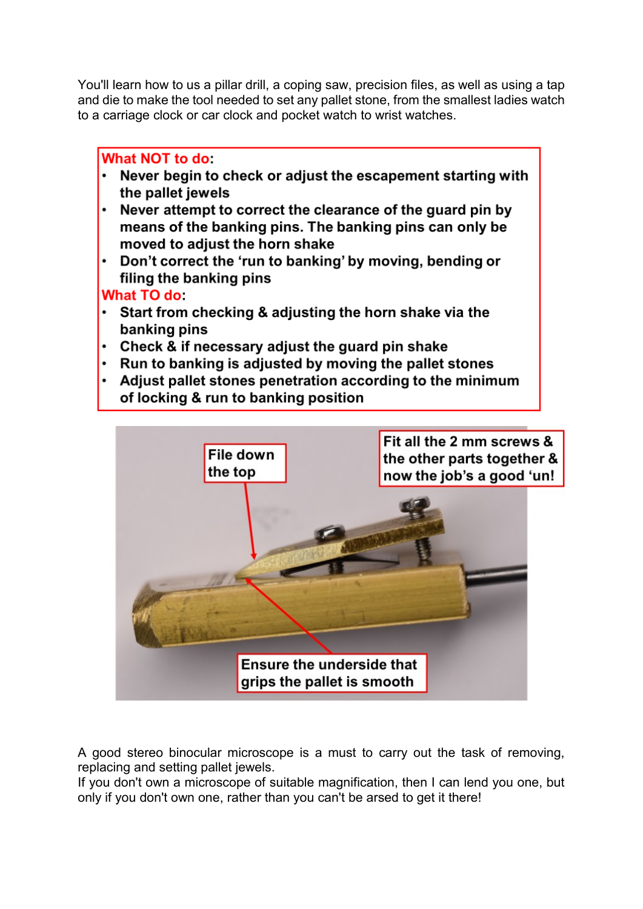You'll learn how to us a pillar drill, a coping saw, precision files, as well as using a tap and die to make the tool needed to set any pallet stone, from the smallest ladies watch to a carriage clock or car clock and pocket watch to wrist watches.

**What NOT to do:**

- **Never begin to check or adjust the escapement starting with the pallet jewels**
- **Never attempt to correct the clearance of the guard pin by means of the banking pins. The banking pins can only be moved to adjust the horn shake**
- **Don't correct the 'run to banking' by moving, bending or filing the banking pins**

**What TO do:**

- **Start from checking & adjusting the horn shake via the banking pins**
- **Check & if necessary adjust the guard pin shake**
- **Run to banking is adjusted by moving the pallet stones**
- **Adjust pallet stones penetration according to the minimum of locking & run to banking position**

**File down the top**

**Fit all the 2 mm screws & the other parts together & now the job's a good 'un!**

**Ensure the underside that grips the pallet is smooth**

A good stereo binocular microscope is a must to carry out the task of removing, replacing and setting pallet jewels.
If you don't own a microscope of suitable magnification, then I can lend you one, but only if you don't own one, rather than you can't be arsed to get it there!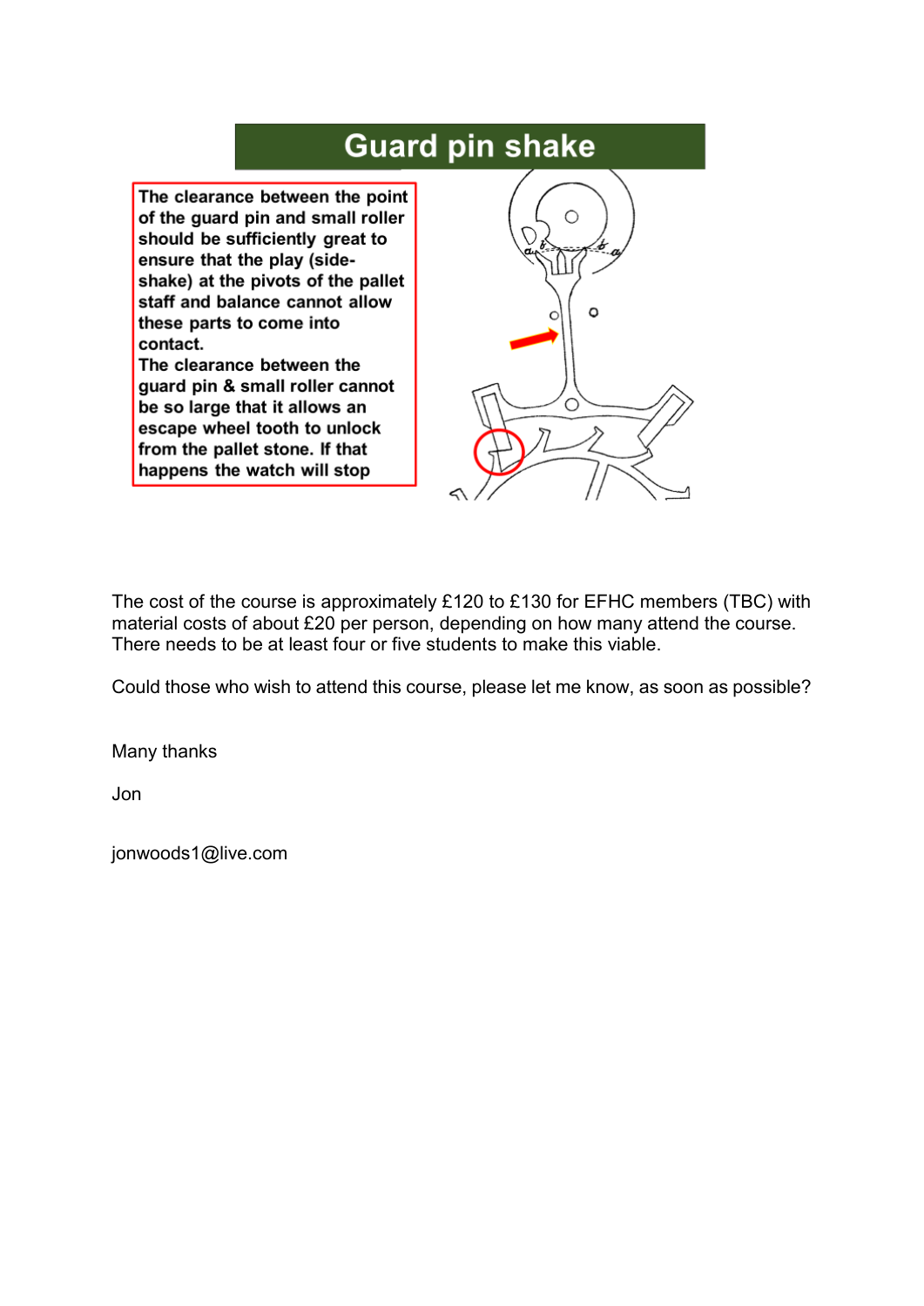## Guard pin shake

**The clearance between the point of the guard pin and small roller should be sufficiently great to ensure that the play (side-shake) at the pivots of the pallet staff and balance cannot allow these parts to come into contact.**
**The clearance between the guard pin & small roller cannot be so large that it allows an escape wheel tooth to unlock from the pallet stone. If that happens the watch will stop**

The cost of the course is approximately £120 to £130 for EFHC members (TBC) with material costs of about £20 per person, depending on how many attend the course. There needs to be at least four or five students to make this viable.

Could those who wish to attend this course, please let me know, as soon as possible?

Many thanks

Jon

jonwoods1@live.com